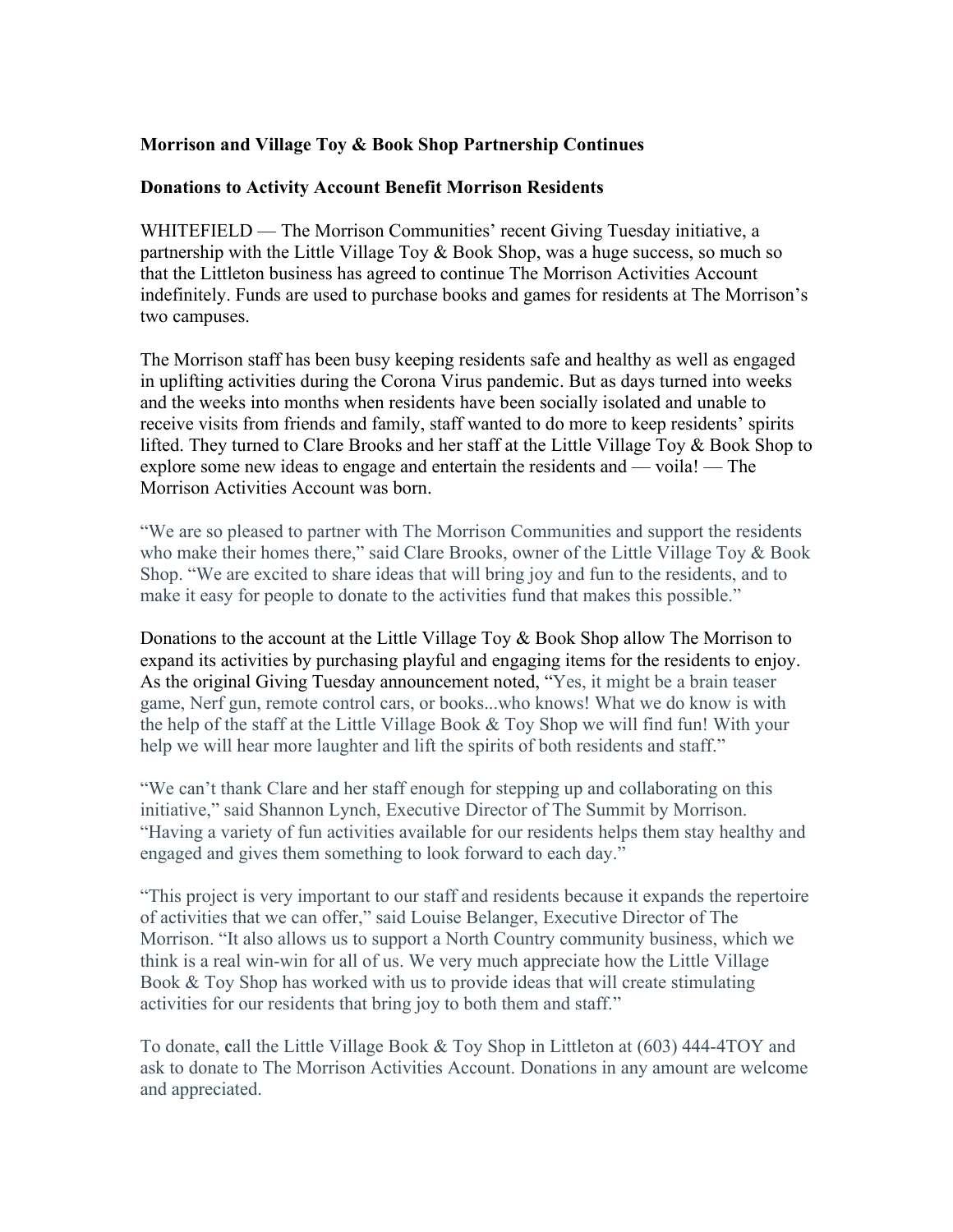**Morrison and Village Toy & Book Shop Partnership Continues**

**Donations to Activity Account Benefit Morrison Residents**

WHITEFIELD — The Morrison Communities' recent Giving Tuesday initiative, a partnership with the Little Village Toy & Book Shop, was a huge success, so much so that the Littleton business has agreed to continue The Morrison Activities Account indefinitely. Funds are used to purchase books and games for residents at The Morrison's two campuses.

The Morrison staff has been busy keeping residents safe and healthy as well as engaged in uplifting activities during the Corona Virus pandemic. But as days turned into weeks and the weeks into months when residents have been socially isolated and unable to receive visits from friends and family, staff wanted to do more to keep residents' spirits lifted. They turned to Clare Brooks and her staff at the Little Village Toy & Book Shop to explore some new ideas to engage and entertain the residents and — voila! — The Morrison Activities Account was born.

"We are so pleased to partner with The Morrison Communities and support the residents who make their homes there," said Clare Brooks, owner of the Little Village Toy & Book Shop. "We are excited to share ideas that will bring joy and fun to the residents, and to make it easy for people to donate to the activities fund that makes this possible."

Donations to the account at the Little Village Toy & Book Shop allow The Morrison to expand its activities by purchasing playful and engaging items for the residents to enjoy. As the original Giving Tuesday announcement noted, "Yes, it might be a brain teaser game, Nerf gun, remote control cars, or books...who knows! What we do know is with the help of the staff at the Little Village Book & Toy Shop we will find fun! With your help we will hear more laughter and lift the spirits of both residents and staff."

"We can't thank Clare and her staff enough for stepping up and collaborating on this initiative," said Shannon Lynch, Executive Director of The Summit by Morrison. "Having a variety of fun activities available for our residents helps them stay healthy and engaged and gives them something to look forward to each day."

"This project is very important to our staff and residents because it expands the repertoire of activities that we can offer," said Louise Belanger, Executive Director of The Morrison. "It also allows us to support a North Country community business, which we think is a real win-win for all of us. We very much appreciate how the Little Village Book & Toy Shop has worked with us to provide ideas that will create stimulating activities for our residents that bring joy to both them and staff."

To donate, **c**all the Little Village Book & Toy Shop in Littleton at (603) 444-4TOY and ask to donate to The Morrison Activities Account. Donations in any amount are welcome and appreciated.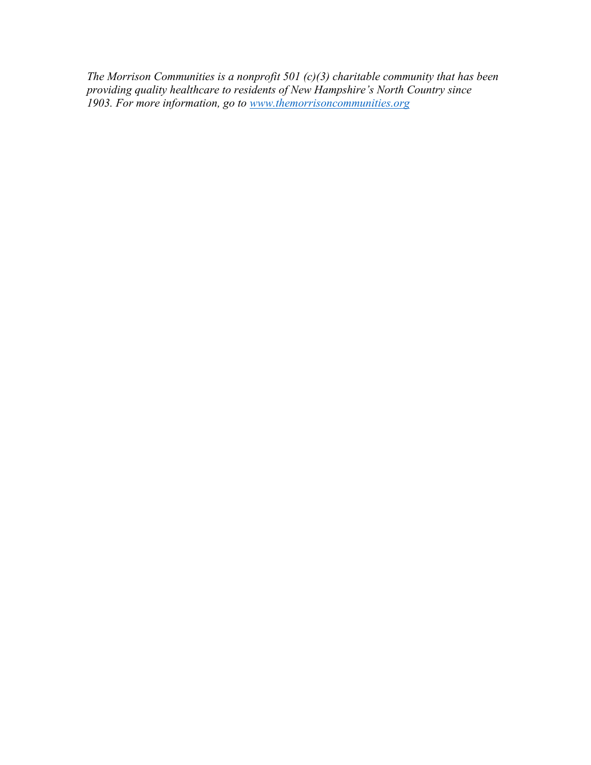*The Morrison Communities is a nonprofit 501 (c)(3) charitable community that has been providing quality healthcare to residents of New Hampshire's North Country since 1903. For more information, go to [www.themorrisoncommunities.org](http://www.themorrisoncommunities.org)*